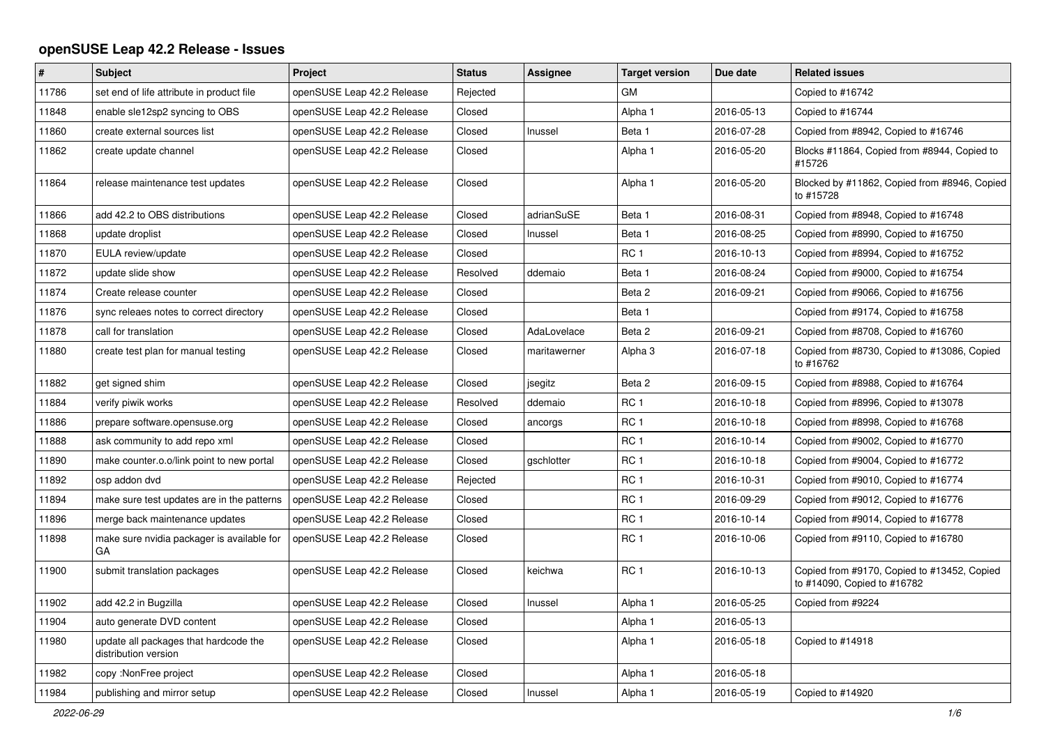# openSUSE Leap 42.2 Release - Issues

| # | Subject | Project | Status | Assignee | Target version | Due date | Related issues |
|---|---|---|---|---|---|---|---|
| 11786 | set end of life attribute in product file | openSUSE Leap 42.2 Release | Rejected | | GM | | Copied to #16742 |
| 11848 | enable sle12sp2 syncing to OBS | openSUSE Leap 42.2 Release | Closed | | Alpha 1 | 2016-05-13 | Copied to #16744 |
| 11860 | create external sources list | openSUSE Leap 42.2 Release | Closed | lnussel | Beta 1 | 2016-07-28 | Copied from #8942, Copied to #16746 |
| 11862 | create update channel | openSUSE Leap 42.2 Release | Closed | | Alpha 1 | 2016-05-20 | Blocks #11864, Copied from #8944, Copied to #15726 |
| 11864 | release maintenance test updates | openSUSE Leap 42.2 Release | Closed | | Alpha 1 | 2016-05-20 | Blocked by #11862, Copied from #8946, Copied to #15728 |
| 11866 | add 42.2 to OBS distributions | openSUSE Leap 42.2 Release | Closed | adrianSuSE | Beta 1 | 2016-08-31 | Copied from #8948, Copied to #16748 |
| 11868 | update droplist | openSUSE Leap 42.2 Release | Closed | lnussel | Beta 1 | 2016-08-25 | Copied from #8990, Copied to #16750 |
| 11870 | EULA review/update | openSUSE Leap 42.2 Release | Closed | | RC 1 | 2016-10-13 | Copied from #8994, Copied to #16752 |
| 11872 | update slide show | openSUSE Leap 42.2 Release | Resolved | ddemaio | Beta 1 | 2016-08-24 | Copied from #9000, Copied to #16754 |
| 11874 | Create release counter | openSUSE Leap 42.2 Release | Closed | | Beta 2 | 2016-09-21 | Copied from #9066, Copied to #16756 |
| 11876 | sync releaes notes to correct directory | openSUSE Leap 42.2 Release | Closed | | Beta 1 | | Copied from #9174, Copied to #16758 |
| 11878 | call for translation | openSUSE Leap 42.2 Release | Closed | AdaLovelace | Beta 2 | 2016-09-21 | Copied from #8708, Copied to #16760 |
| 11880 | create test plan for manual testing | openSUSE Leap 42.2 Release | Closed | maritawerner | Alpha 3 | 2016-07-18 | Copied from #8730, Copied to #13086, Copied to #16762 |
| 11882 | get signed shim | openSUSE Leap 42.2 Release | Closed | jsegitz | Beta 2 | 2016-09-15 | Copied from #8988, Copied to #16764 |
| 11884 | verify piwik works | openSUSE Leap 42.2 Release | Resolved | ddemaio | RC 1 | 2016-10-18 | Copied from #8996, Copied to #13078 |
| 11886 | prepare software.opensuse.org | openSUSE Leap 42.2 Release | Closed | ancorgs | RC 1 | 2016-10-18 | Copied from #8998, Copied to #16768 |
| 11888 | ask community to add repo xml | openSUSE Leap 42.2 Release | Closed | | RC 1 | 2016-10-14 | Copied from #9002, Copied to #16770 |
| 11890 | make counter.o.o/link point to new portal | openSUSE Leap 42.2 Release | Closed | gschlotter | RC 1 | 2016-10-18 | Copied from #9004, Copied to #16772 |
| 11892 | osp addon dvd | openSUSE Leap 42.2 Release | Rejected | | RC 1 | 2016-10-31 | Copied from #9010, Copied to #16774 |
| 11894 | make sure test updates are in the patterns | openSUSE Leap 42.2 Release | Closed | | RC 1 | 2016-09-29 | Copied from #9012, Copied to #16776 |
| 11896 | merge back maintenance updates | openSUSE Leap 42.2 Release | Closed | | RC 1 | 2016-10-14 | Copied from #9014, Copied to #16778 |
| 11898 | make sure nvidia packager is available for GA | openSUSE Leap 42.2 Release | Closed | | RC 1 | 2016-10-06 | Copied from #9110, Copied to #16780 |
| 11900 | submit translation packages | openSUSE Leap 42.2 Release | Closed | keichwa | RC 1 | 2016-10-13 | Copied from #9170, Copied to #13452, Copied to #14090, Copied to #16782 |
| 11902 | add 42.2 in Bugzilla | openSUSE Leap 42.2 Release | Closed | lnussel | Alpha 1 | 2016-05-25 | Copied from #9224 |
| 11904 | auto generate DVD content | openSUSE Leap 42.2 Release | Closed | | Alpha 1 | 2016-05-13 | |
| 11980 | update all packages that hardcode the distribution version | openSUSE Leap 42.2 Release | Closed | | Alpha 1 | 2016-05-18 | Copied to #14918 |
| 11982 | copy :NonFree project | openSUSE Leap 42.2 Release | Closed | | Alpha 1 | 2016-05-18 | |
| 11984 | publishing and mirror setup | openSUSE Leap 42.2 Release | Closed | lnussel | Alpha 1 | 2016-05-19 | Copied to #14920 |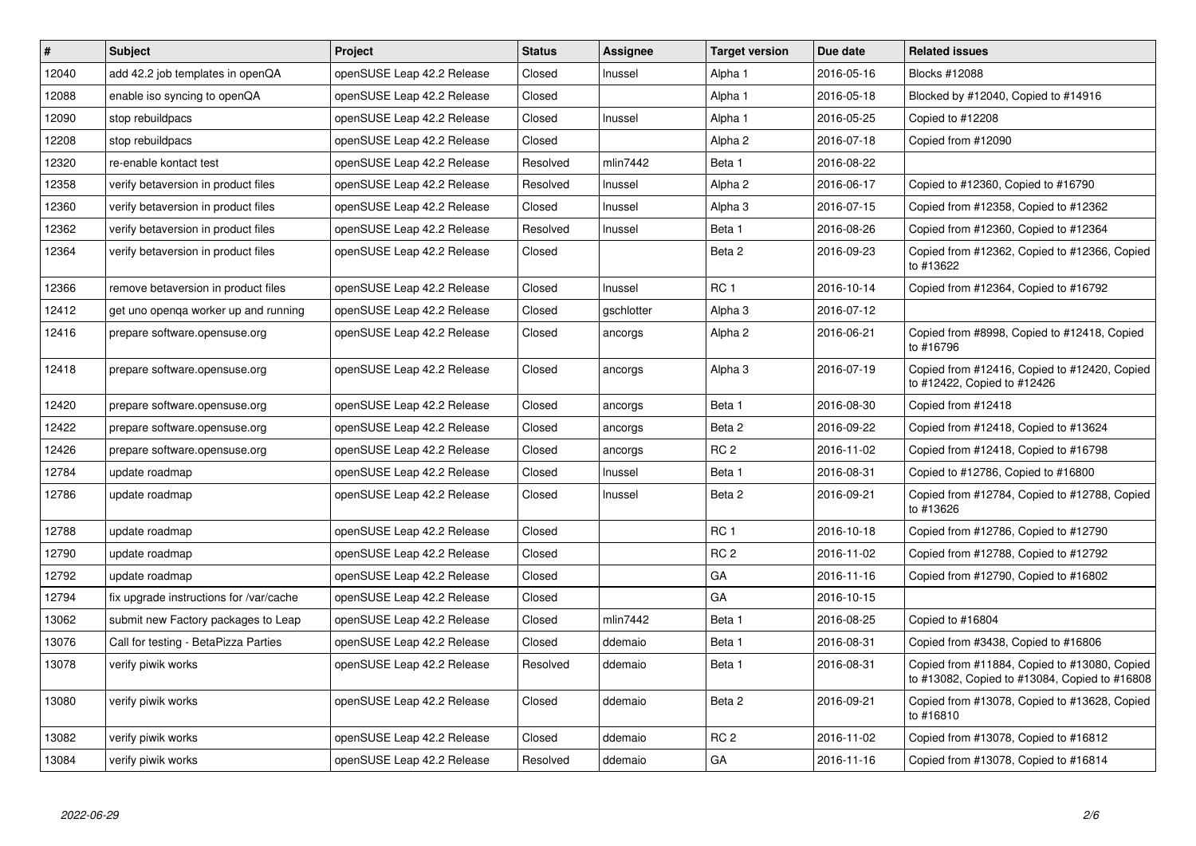| # | Subject | Project | Status | Assignee | Target version | Due date | Related issues |
|---|---|---|---|---|---|---|---|
| 12040 | add 42.2 job templates in openQA | openSUSE Leap 42.2 Release | Closed | lnussel | Alpha 1 | 2016-05-16 | Blocks #12088 |
| 12088 | enable iso syncing to openQA | openSUSE Leap 42.2 Release | Closed | | Alpha 1 | 2016-05-18 | Blocked by #12040, Copied to #14916 |
| 12090 | stop rebuildpacs | openSUSE Leap 42.2 Release | Closed | lnussel | Alpha 1 | 2016-05-25 | Copied to #12208 |
| 12208 | stop rebuildpacs | openSUSE Leap 42.2 Release | Closed | | Alpha 2 | 2016-07-18 | Copied from #12090 |
| 12320 | re-enable kontact test | openSUSE Leap 42.2 Release | Resolved | mlin7442 | Beta 1 | 2016-08-22 | |
| 12358 | verify betaversion in product files | openSUSE Leap 42.2 Release | Resolved | lnussel | Alpha 2 | 2016-06-17 | Copied to #12360, Copied to #16790 |
| 12360 | verify betaversion in product files | openSUSE Leap 42.2 Release | Closed | lnussel | Alpha 3 | 2016-07-15 | Copied from #12358, Copied to #12362 |
| 12362 | verify betaversion in product files | openSUSE Leap 42.2 Release | Resolved | lnussel | Beta 1 | 2016-08-26 | Copied from #12360, Copied to #12364 |
| 12364 | verify betaversion in product files | openSUSE Leap 42.2 Release | Closed | | Beta 2 | 2016-09-23 | Copied from #12362, Copied to #12366, Copied to #13622 |
| 12366 | remove betaversion in product files | openSUSE Leap 42.2 Release | Closed | lnussel | RC 1 | 2016-10-14 | Copied from #12364, Copied to #16792 |
| 12412 | get uno openqa worker up and running | openSUSE Leap 42.2 Release | Closed | gschlotter | Alpha 3 | 2016-07-12 | |
| 12416 | prepare software.opensuse.org | openSUSE Leap 42.2 Release | Closed | ancorgs | Alpha 2 | 2016-06-21 | Copied from #8998, Copied to #12418, Copied to #16796 |
| 12418 | prepare software.opensuse.org | openSUSE Leap 42.2 Release | Closed | ancorgs | Alpha 3 | 2016-07-19 | Copied from #12416, Copied to #12420, Copied to #12422, Copied to #12426 |
| 12420 | prepare software.opensuse.org | openSUSE Leap 42.2 Release | Closed | ancorgs | Beta 1 | 2016-08-30 | Copied from #12418 |
| 12422 | prepare software.opensuse.org | openSUSE Leap 42.2 Release | Closed | ancorgs | Beta 2 | 2016-09-22 | Copied from #12418, Copied to #13624 |
| 12426 | prepare software.opensuse.org | openSUSE Leap 42.2 Release | Closed | ancorgs | RC 2 | 2016-11-02 | Copied from #12418, Copied to #16798 |
| 12784 | update roadmap | openSUSE Leap 42.2 Release | Closed | lnussel | Beta 1 | 2016-08-31 | Copied to #12786, Copied to #16800 |
| 12786 | update roadmap | openSUSE Leap 42.2 Release | Closed | lnussel | Beta 2 | 2016-09-21 | Copied from #12784, Copied to #12788, Copied to #13626 |
| 12788 | update roadmap | openSUSE Leap 42.2 Release | Closed | | RC 1 | 2016-10-18 | Copied from #12786, Copied to #12790 |
| 12790 | update roadmap | openSUSE Leap 42.2 Release | Closed | | RC 2 | 2016-11-02 | Copied from #12788, Copied to #12792 |
| 12792 | update roadmap | openSUSE Leap 42.2 Release | Closed | | GA | 2016-11-16 | Copied from #12790, Copied to #16802 |
| 12794 | fix upgrade instructions for /var/cache | openSUSE Leap 42.2 Release | Closed | | GA | 2016-10-15 | |
| 13062 | submit new Factory packages to Leap | openSUSE Leap 42.2 Release | Closed | mlin7442 | Beta 1 | 2016-08-25 | Copied to #16804 |
| 13076 | Call for testing - BetaPizza Parties | openSUSE Leap 42.2 Release | Closed | ddemaio | Beta 1 | 2016-08-31 | Copied from #3438, Copied to #16806 |
| 13078 | verify piwik works | openSUSE Leap 42.2 Release | Resolved | ddemaio | Beta 1 | 2016-08-31 | Copied from #11884, Copied to #13080, Copied to #13082, Copied to #13084, Copied to #16808 |
| 13080 | verify piwik works | openSUSE Leap 42.2 Release | Closed | ddemaio | Beta 2 | 2016-09-21 | Copied from #13078, Copied to #13628, Copied to #16810 |
| 13082 | verify piwik works | openSUSE Leap 42.2 Release | Closed | ddemaio | RC 2 | 2016-11-02 | Copied from #13078, Copied to #16812 |
| 13084 | verify piwik works | openSUSE Leap 42.2 Release | Resolved | ddemaio | GA | 2016-11-16 | Copied from #13078, Copied to #16814 |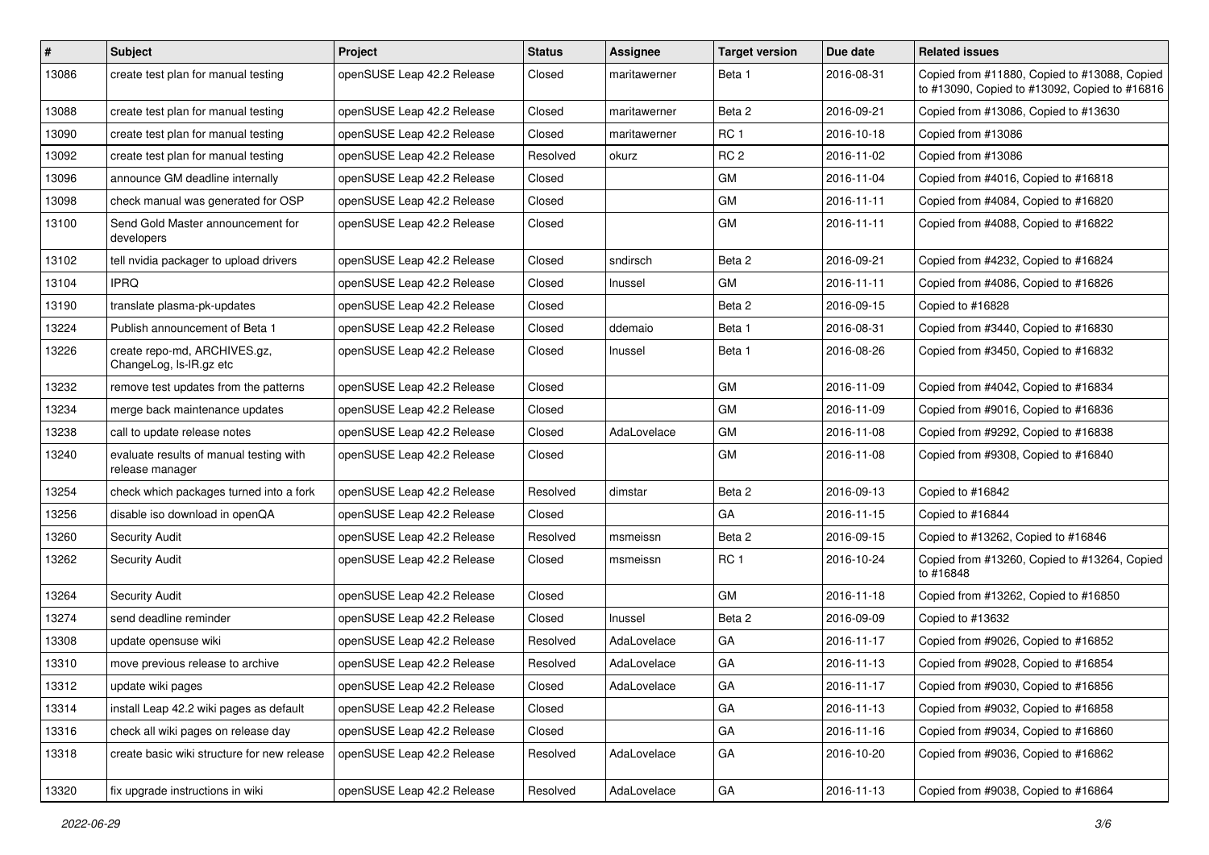| # | Subject | Project | Status | Assignee | Target version | Due date | Related issues |
|---|---|---|---|---|---|---|---|
| 13086 | create test plan for manual testing | openSUSE Leap 42.2 Release | Closed | maritawerner | Beta 1 | 2016-08-31 | Copied from #11880, Copied to #13088, Copied to #13090, Copied to #13092, Copied to #16816 |
| 13088 | create test plan for manual testing | openSUSE Leap 42.2 Release | Closed | maritawerner | Beta 2 | 2016-09-21 | Copied from #13086, Copied to #13630 |
| 13090 | create test plan for manual testing | openSUSE Leap 42.2 Release | Closed | maritawerner | RC 1 | 2016-10-18 | Copied from #13086 |
| 13092 | create test plan for manual testing | openSUSE Leap 42.2 Release | Resolved | okurz | RC 2 | 2016-11-02 | Copied from #13086 |
| 13096 | announce GM deadline internally | openSUSE Leap 42.2 Release | Closed | | GM | 2016-11-04 | Copied from #4016, Copied to #16818 |
| 13098 | check manual was generated for OSP | openSUSE Leap 42.2 Release | Closed | | GM | 2016-11-11 | Copied from #4084, Copied to #16820 |
| 13100 | Send Gold Master announcement for developers | openSUSE Leap 42.2 Release | Closed | | GM | 2016-11-11 | Copied from #4088, Copied to #16822 |
| 13102 | tell nvidia packager to upload drivers | openSUSE Leap 42.2 Release | Closed | sndirsch | Beta 2 | 2016-09-21 | Copied from #4232, Copied to #16824 |
| 13104 | IPRQ | openSUSE Leap 42.2 Release | Closed | lnussel | GM | 2016-11-11 | Copied from #4086, Copied to #16826 |
| 13190 | translate plasma-pk-updates | openSUSE Leap 42.2 Release | Closed | | Beta 2 | 2016-09-15 | Copied to #16828 |
| 13224 | Publish announcement of Beta 1 | openSUSE Leap 42.2 Release | Closed | ddemaio | Beta 1 | 2016-08-31 | Copied from #3440, Copied to #16830 |
| 13226 | create repo-md, ARCHIVES.gz, ChangeLog, ls-lR.gz etc | openSUSE Leap 42.2 Release | Closed | lnussel | Beta 1 | 2016-08-26 | Copied from #3450, Copied to #16832 |
| 13232 | remove test updates from the patterns | openSUSE Leap 42.2 Release | Closed | | GM | 2016-11-09 | Copied from #4042, Copied to #16834 |
| 13234 | merge back maintenance updates | openSUSE Leap 42.2 Release | Closed | | GM | 2016-11-09 | Copied from #9016, Copied to #16836 |
| 13238 | call to update release notes | openSUSE Leap 42.2 Release | Closed | AdaLovelace | GM | 2016-11-08 | Copied from #9292, Copied to #16838 |
| 13240 | evaluate results of manual testing with release manager | openSUSE Leap 42.2 Release | Closed | | GM | 2016-11-08 | Copied from #9308, Copied to #16840 |
| 13254 | check which packages turned into a fork | openSUSE Leap 42.2 Release | Resolved | dimstar | Beta 2 | 2016-09-13 | Copied to #16842 |
| 13256 | disable iso download in openQA | openSUSE Leap 42.2 Release | Closed | | GA | 2016-11-15 | Copied to #16844 |
| 13260 | Security Audit | openSUSE Leap 42.2 Release | Resolved | msmeissn | Beta 2 | 2016-09-15 | Copied to #13262, Copied to #16846 |
| 13262 | Security Audit | openSUSE Leap 42.2 Release | Closed | msmeissn | RC 1 | 2016-10-24 | Copied from #13260, Copied to #13264, Copied to #16848 |
| 13264 | Security Audit | openSUSE Leap 42.2 Release | Closed | | GM | 2016-11-18 | Copied from #13262, Copied to #16850 |
| 13274 | send deadline reminder | openSUSE Leap 42.2 Release | Closed | lnussel | Beta 2 | 2016-09-09 | Copied to #13632 |
| 13308 | update opensuse wiki | openSUSE Leap 42.2 Release | Resolved | AdaLovelace | GA | 2016-11-17 | Copied from #9026, Copied to #16852 |
| 13310 | move previous release to archive | openSUSE Leap 42.2 Release | Resolved | AdaLovelace | GA | 2016-11-13 | Copied from #9028, Copied to #16854 |
| 13312 | update wiki pages | openSUSE Leap 42.2 Release | Closed | AdaLovelace | GA | 2016-11-17 | Copied from #9030, Copied to #16856 |
| 13314 | install Leap 42.2 wiki pages as default | openSUSE Leap 42.2 Release | Closed | | GA | 2016-11-13 | Copied from #9032, Copied to #16858 |
| 13316 | check all wiki pages on release day | openSUSE Leap 42.2 Release | Closed | | GA | 2016-11-16 | Copied from #9034, Copied to #16860 |
| 13318 | create basic wiki structure for new release | openSUSE Leap 42.2 Release | Resolved | AdaLovelace | GA | 2016-10-20 | Copied from #9036, Copied to #16862 |
| 13320 | fix upgrade instructions in wiki | openSUSE Leap 42.2 Release | Resolved | AdaLovelace | GA | 2016-11-13 | Copied from #9038, Copied to #16864 |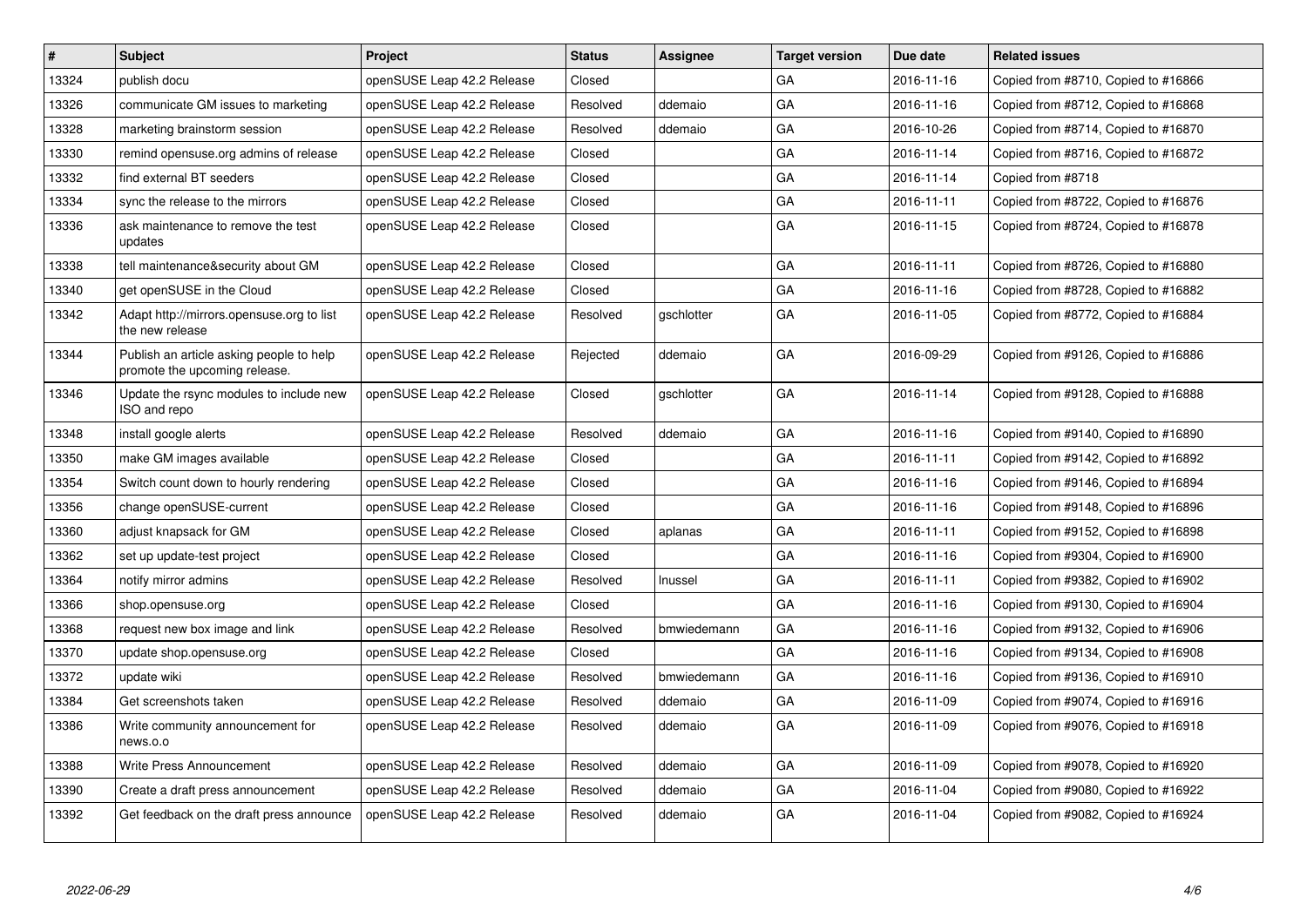| # | Subject | Project | Status | Assignee | Target version | Due date | Related issues |
|---|---|---|---|---|---|---|---|
| 13324 | publish docu | openSUSE Leap 42.2 Release | Closed | | GA | 2016-11-16 | Copied from #8710, Copied to #16866 |
| 13326 | communicate GM issues to marketing | openSUSE Leap 42.2 Release | Resolved | ddemaio | GA | 2016-11-16 | Copied from #8712, Copied to #16868 |
| 13328 | marketing brainstorm session | openSUSE Leap 42.2 Release | Resolved | ddemaio | GA | 2016-10-26 | Copied from #8714, Copied to #16870 |
| 13330 | remind opensuse.org admins of release | openSUSE Leap 42.2 Release | Closed | | GA | 2016-11-14 | Copied from #8716, Copied to #16872 |
| 13332 | find external BT seeders | openSUSE Leap 42.2 Release | Closed | | GA | 2016-11-14 | Copied from #8718 |
| 13334 | sync the release to the mirrors | openSUSE Leap 42.2 Release | Closed | | GA | 2016-11-11 | Copied from #8722, Copied to #16876 |
| 13336 | ask maintenance to remove the test updates | openSUSE Leap 42.2 Release | Closed | | GA | 2016-11-15 | Copied from #8724, Copied to #16878 |
| 13338 | tell maintenance&security about GM | openSUSE Leap 42.2 Release | Closed | | GA | 2016-11-11 | Copied from #8726, Copied to #16880 |
| 13340 | get openSUSE in the Cloud | openSUSE Leap 42.2 Release | Closed | | GA | 2016-11-16 | Copied from #8728, Copied to #16882 |
| 13342 | Adapt http://mirrors.opensuse.org to list the new release | openSUSE Leap 42.2 Release | Resolved | gschlotter | GA | 2016-11-05 | Copied from #8772, Copied to #16884 |
| 13344 | Publish an article asking people to help promote the upcoming release. | openSUSE Leap 42.2 Release | Rejected | ddemaio | GA | 2016-09-29 | Copied from #9126, Copied to #16886 |
| 13346 | Update the rsync modules to include new ISO and repo | openSUSE Leap 42.2 Release | Closed | gschlotter | GA | 2016-11-14 | Copied from #9128, Copied to #16888 |
| 13348 | install google alerts | openSUSE Leap 42.2 Release | Resolved | ddemaio | GA | 2016-11-16 | Copied from #9140, Copied to #16890 |
| 13350 | make GM images available | openSUSE Leap 42.2 Release | Closed | | GA | 2016-11-11 | Copied from #9142, Copied to #16892 |
| 13354 | Switch count down to hourly rendering | openSUSE Leap 42.2 Release | Closed | | GA | 2016-11-16 | Copied from #9146, Copied to #16894 |
| 13356 | change openSUSE-current | openSUSE Leap 42.2 Release | Closed | | GA | 2016-11-16 | Copied from #9148, Copied to #16896 |
| 13360 | adjust knapsack for GM | openSUSE Leap 42.2 Release | Closed | aplanas | GA | 2016-11-11 | Copied from #9152, Copied to #16898 |
| 13362 | set up update-test project | openSUSE Leap 42.2 Release | Closed | | GA | 2016-11-16 | Copied from #9304, Copied to #16900 |
| 13364 | notify mirror admins | openSUSE Leap 42.2 Release | Resolved | lnussel | GA | 2016-11-11 | Copied from #9382, Copied to #16902 |
| 13366 | shop.opensuse.org | openSUSE Leap 42.2 Release | Closed | | GA | 2016-11-16 | Copied from #9130, Copied to #16904 |
| 13368 | request new box image and link | openSUSE Leap 42.2 Release | Resolved | bmwiedemann | GA | 2016-11-16 | Copied from #9132, Copied to #16906 |
| 13370 | update shop.opensuse.org | openSUSE Leap 42.2 Release | Closed | | GA | 2016-11-16 | Copied from #9134, Copied to #16908 |
| 13372 | update wiki | openSUSE Leap 42.2 Release | Resolved | bmwiedemann | GA | 2016-11-16 | Copied from #9136, Copied to #16910 |
| 13384 | Get screenshots taken | openSUSE Leap 42.2 Release | Resolved | ddemaio | GA | 2016-11-09 | Copied from #9074, Copied to #16916 |
| 13386 | Write community announcement for news.o.o | openSUSE Leap 42.2 Release | Resolved | ddemaio | GA | 2016-11-09 | Copied from #9076, Copied to #16918 |
| 13388 | Write Press Announcement | openSUSE Leap 42.2 Release | Resolved | ddemaio | GA | 2016-11-09 | Copied from #9078, Copied to #16920 |
| 13390 | Create a draft press announcement | openSUSE Leap 42.2 Release | Resolved | ddemaio | GA | 2016-11-04 | Copied from #9080, Copied to #16922 |
| 13392 | Get feedback on the draft press announce | openSUSE Leap 42.2 Release | Resolved | ddemaio | GA | 2016-11-04 | Copied from #9082, Copied to #16924 |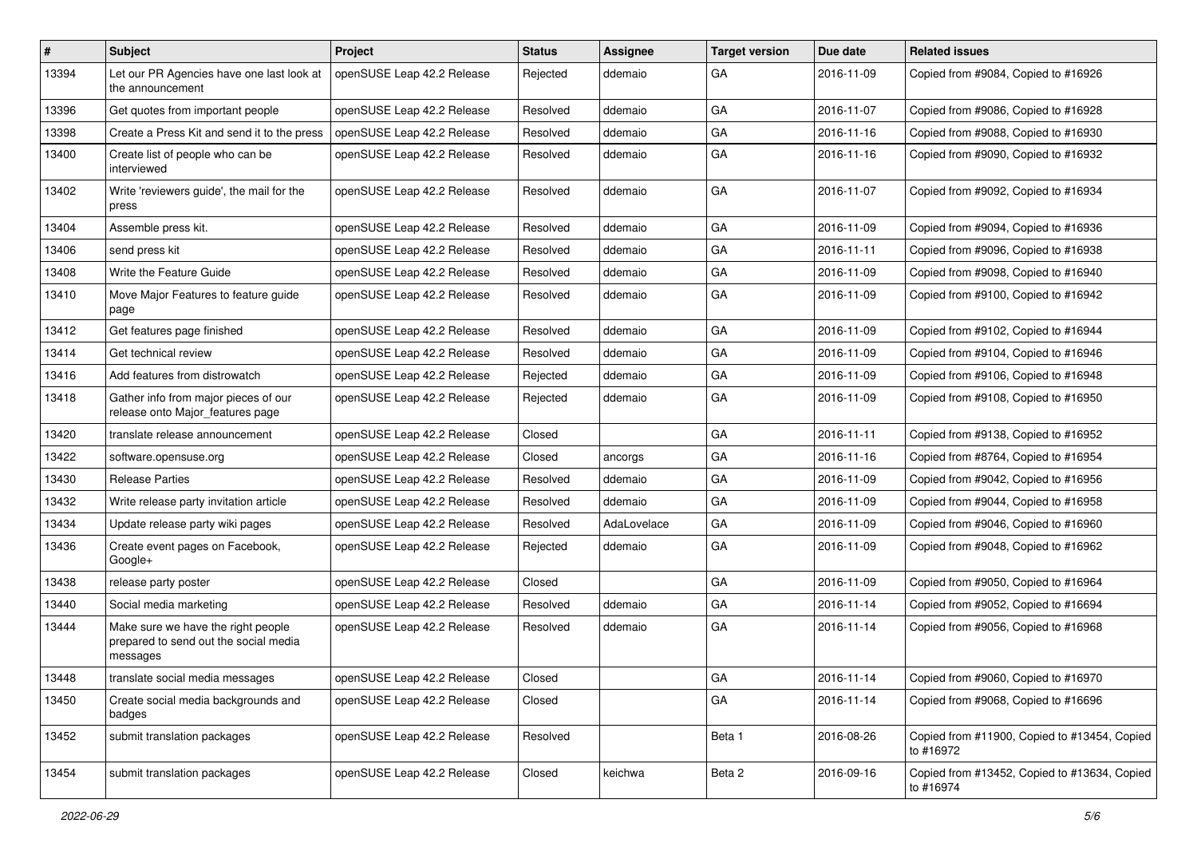| # | Subject | Project | Status | Assignee | Target version | Due date | Related issues |
|---|---|---|---|---|---|---|---|
| 13394 | Let our PR Agencies have one last look at the announcement | openSUSE Leap 42.2 Release | Rejected | ddemaio | GA | 2016-11-09 | Copied from #9084, Copied to #16926 |
| 13396 | Get quotes from important people | openSUSE Leap 42.2 Release | Resolved | ddemaio | GA | 2016-11-07 | Copied from #9086, Copied to #16928 |
| 13398 | Create a Press Kit and send it to the press | openSUSE Leap 42.2 Release | Resolved | ddemaio | GA | 2016-11-16 | Copied from #9088, Copied to #16930 |
| 13400 | Create list of people who can be interviewed | openSUSE Leap 42.2 Release | Resolved | ddemaio | GA | 2016-11-16 | Copied from #9090, Copied to #16932 |
| 13402 | Write 'reviewers guide', the mail for the press | openSUSE Leap 42.2 Release | Resolved | ddemaio | GA | 2016-11-07 | Copied from #9092, Copied to #16934 |
| 13404 | Assemble press kit. | openSUSE Leap 42.2 Release | Resolved | ddemaio | GA | 2016-11-09 | Copied from #9094, Copied to #16936 |
| 13406 | send press kit | openSUSE Leap 42.2 Release | Resolved | ddemaio | GA | 2016-11-11 | Copied from #9096, Copied to #16938 |
| 13408 | Write the Feature Guide | openSUSE Leap 42.2 Release | Resolved | ddemaio | GA | 2016-11-09 | Copied from #9098, Copied to #16940 |
| 13410 | Move Major Features to feature guide page | openSUSE Leap 42.2 Release | Resolved | ddemaio | GA | 2016-11-09 | Copied from #9100, Copied to #16942 |
| 13412 | Get features page finished | openSUSE Leap 42.2 Release | Resolved | ddemaio | GA | 2016-11-09 | Copied from #9102, Copied to #16944 |
| 13414 | Get technical review | openSUSE Leap 42.2 Release | Resolved | ddemaio | GA | 2016-11-09 | Copied from #9104, Copied to #16946 |
| 13416 | Add features from distrowatch | openSUSE Leap 42.2 Release | Rejected | ddemaio | GA | 2016-11-09 | Copied from #9106, Copied to #16948 |
| 13418 | Gather info from major pieces of our release onto Major_features page | openSUSE Leap 42.2 Release | Rejected | ddemaio | GA | 2016-11-09 | Copied from #9108, Copied to #16950 |
| 13420 | translate release announcement | openSUSE Leap 42.2 Release | Closed | | GA | 2016-11-11 | Copied from #9138, Copied to #16952 |
| 13422 | software.opensuse.org | openSUSE Leap 42.2 Release | Closed | ancorgs | GA | 2016-11-16 | Copied from #8764, Copied to #16954 |
| 13430 | Release Parties | openSUSE Leap 42.2 Release | Resolved | ddemaio | GA | 2016-11-09 | Copied from #9042, Copied to #16956 |
| 13432 | Write release party invitation article | openSUSE Leap 42.2 Release | Resolved | ddemaio | GA | 2016-11-09 | Copied from #9044, Copied to #16958 |
| 13434 | Update release party wiki pages | openSUSE Leap 42.2 Release | Resolved | AdaLovelace | GA | 2016-11-09 | Copied from #9046, Copied to #16960 |
| 13436 | Create event pages on Facebook, Google+ | openSUSE Leap 42.2 Release | Rejected | ddemaio | GA | 2016-11-09 | Copied from #9048, Copied to #16962 |
| 13438 | release party poster | openSUSE Leap 42.2 Release | Closed | | GA | 2016-11-09 | Copied from #9050, Copied to #16964 |
| 13440 | Social media marketing | openSUSE Leap 42.2 Release | Resolved | ddemaio | GA | 2016-11-14 | Copied from #9052, Copied to #16694 |
| 13444 | Make sure we have the right people prepared to send out the social media messages | openSUSE Leap 42.2 Release | Resolved | ddemaio | GA | 2016-11-14 | Copied from #9056, Copied to #16968 |
| 13448 | translate social media messages | openSUSE Leap 42.2 Release | Closed | | GA | 2016-11-14 | Copied from #9060, Copied to #16970 |
| 13450 | Create social media backgrounds and badges | openSUSE Leap 42.2 Release | Closed | | GA | 2016-11-14 | Copied from #9068, Copied to #16696 |
| 13452 | submit translation packages | openSUSE Leap 42.2 Release | Resolved | | Beta 1 | 2016-08-26 | Copied from #11900, Copied to #13454, Copied to #16972 |
| 13454 | submit translation packages | openSUSE Leap 42.2 Release | Closed | keichwa | Beta 2 | 2016-09-16 | Copied from #13452, Copied to #13634, Copied to #16974 |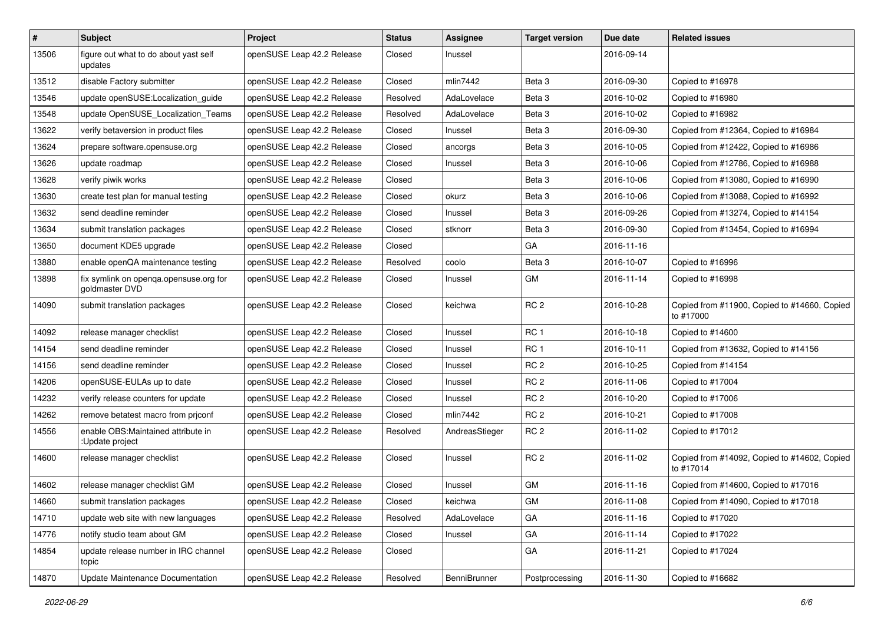| # | Subject | Project | Status | Assignee | Target version | Due date | Related issues |
|---|---|---|---|---|---|---|---|
| 13506 | figure out what to do about yast self updates | openSUSE Leap 42.2 Release | Closed | lnussel | | 2016-09-14 | |
| 13512 | disable Factory submitter | openSUSE Leap 42.2 Release | Closed | mlin7442 | Beta 3 | 2016-09-30 | Copied to #16978 |
| 13546 | update openSUSE:Localization_guide | openSUSE Leap 42.2 Release | Resolved | AdaLovelace | Beta 3 | 2016-10-02 | Copied to #16980 |
| 13548 | update OpenSUSE_Localization_Teams | openSUSE Leap 42.2 Release | Resolved | AdaLovelace | Beta 3 | 2016-10-02 | Copied to #16982 |
| 13622 | verify betaversion in product files | openSUSE Leap 42.2 Release | Closed | lnussel | Beta 3 | 2016-09-30 | Copied from #12364, Copied to #16984 |
| 13624 | prepare software.opensuse.org | openSUSE Leap 42.2 Release | Closed | ancorgs | Beta 3 | 2016-10-05 | Copied from #12422, Copied to #16986 |
| 13626 | update roadmap | openSUSE Leap 42.2 Release | Closed | lnussel | Beta 3 | 2016-10-06 | Copied from #12786, Copied to #16988 |
| 13628 | verify piwik works | openSUSE Leap 42.2 Release | Closed | | Beta 3 | 2016-10-06 | Copied from #13080, Copied to #16990 |
| 13630 | create test plan for manual testing | openSUSE Leap 42.2 Release | Closed | okurz | Beta 3 | 2016-10-06 | Copied from #13088, Copied to #16992 |
| 13632 | send deadline reminder | openSUSE Leap 42.2 Release | Closed | lnussel | Beta 3 | 2016-09-26 | Copied from #13274, Copied to #14154 |
| 13634 | submit translation packages | openSUSE Leap 42.2 Release | Closed | stknorr | Beta 3 | 2016-09-30 | Copied from #13454, Copied to #16994 |
| 13650 | document KDE5 upgrade | openSUSE Leap 42.2 Release | Closed | | GA | 2016-11-16 | |
| 13880 | enable openQA maintenance testing | openSUSE Leap 42.2 Release | Resolved | coolo | Beta 3 | 2016-10-07 | Copied to #16996 |
| 13898 | fix symlink on openqa.opensuse.org for goldmaster DVD | openSUSE Leap 42.2 Release | Closed | lnussel | GM | 2016-11-14 | Copied to #16998 |
| 14090 | submit translation packages | openSUSE Leap 42.2 Release | Closed | keichwa | RC 2 | 2016-10-28 | Copied from #11900, Copied to #14660, Copied to #17000 |
| 14092 | release manager checklist | openSUSE Leap 42.2 Release | Closed | lnussel | RC 1 | 2016-10-18 | Copied to #14600 |
| 14154 | send deadline reminder | openSUSE Leap 42.2 Release | Closed | lnussel | RC 1 | 2016-10-11 | Copied from #13632, Copied to #14156 |
| 14156 | send deadline reminder | openSUSE Leap 42.2 Release | Closed | lnussel | RC 2 | 2016-10-25 | Copied from #14154 |
| 14206 | openSUSE-EULAs up to date | openSUSE Leap 42.2 Release | Closed | lnussel | RC 2 | 2016-11-06 | Copied to #17004 |
| 14232 | verify release counters for update | openSUSE Leap 42.2 Release | Closed | lnussel | RC 2 | 2016-10-20 | Copied to #17006 |
| 14262 | remove betatest macro from prjconf | openSUSE Leap 42.2 Release | Closed | mlin7442 | RC 2 | 2016-10-21 | Copied to #17008 |
| 14556 | enable OBS:Maintained attribute in :Update project | openSUSE Leap 42.2 Release | Resolved | AndreasStieger | RC 2 | 2016-11-02 | Copied to #17012 |
| 14600 | release manager checklist | openSUSE Leap 42.2 Release | Closed | lnussel | RC 2 | 2016-11-02 | Copied from #14092, Copied to #14602, Copied to #17014 |
| 14602 | release manager checklist GM | openSUSE Leap 42.2 Release | Closed | lnussel | GM | 2016-11-16 | Copied from #14600, Copied to #17016 |
| 14660 | submit translation packages | openSUSE Leap 42.2 Release | Closed | keichwa | GM | 2016-11-08 | Copied from #14090, Copied to #17018 |
| 14710 | update web site with new languages | openSUSE Leap 42.2 Release | Resolved | AdaLovelace | GA | 2016-11-16 | Copied to #17020 |
| 14776 | notify studio team about GM | openSUSE Leap 42.2 Release | Closed | lnussel | GA | 2016-11-14 | Copied to #17022 |
| 14854 | update release number in IRC channel topic | openSUSE Leap 42.2 Release | Closed | | GA | 2016-11-21 | Copied to #17024 |
| 14870 | Update Maintenance Documentation | openSUSE Leap 42.2 Release | Resolved | BenniBrunner | Postprocessing | 2016-11-30 | Copied to #16682 |